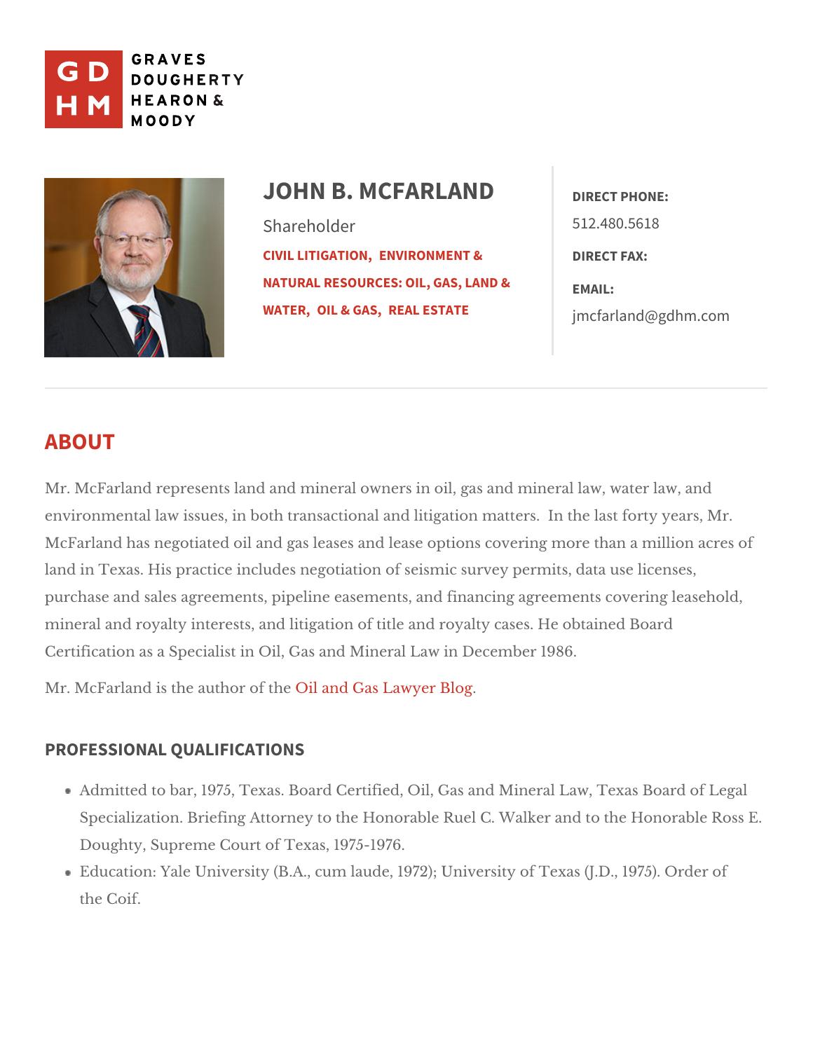GRAVES DOUGHERTY HEARON & MOODY

# JOHN B. MCFARLAND

Shareholder

CIVIL LITIGATION, ENVIRONMENT & NATURAL RESOURCES: OIL, GAS, LAND & WATER, OIL & GAS, REAL ESTATE

**DIRECT PHONE:**
512.480.5618

**DIRECT FAX:**

**EMAIL:**
jmcfarland@gdhm.com

## ABOUT

Mr. McFarland represents land and mineral owners in oil, gas and mineral law, water law, and environmental law issues, in both transactional and litigation matters. In the last forty years, Mr. McFarland has negotiated oil and gas leases and lease options covering more than a million acres of land in Texas. His practice includes negotiation of seismic survey permits, data use licenses, purchase and sales agreements, pipeline easements, and financing agreements covering leasehold, mineral and royalty interests, and litigation of title and royalty cases. He obtained Board Certification as a Specialist in Oil, Gas and Mineral Law in December 1986.

Mr. McFarland is the author of the Oil and Gas Lawyer Blog.

### PROFESSIONAL QUALIFICATIONS

- Admitted to bar, 1975, Texas. Board Certified, Oil, Gas and Mineral Law, Texas Board of Legal Specialization. Briefing Attorney to the Honorable Ruel C. Walker and to the Honorable Ross E. Doughty, Supreme Court of Texas, 1975-1976.
- Education: Yale University (B.A., cum laude, 1972); University of Texas (J.D., 1975). Order of the Coif.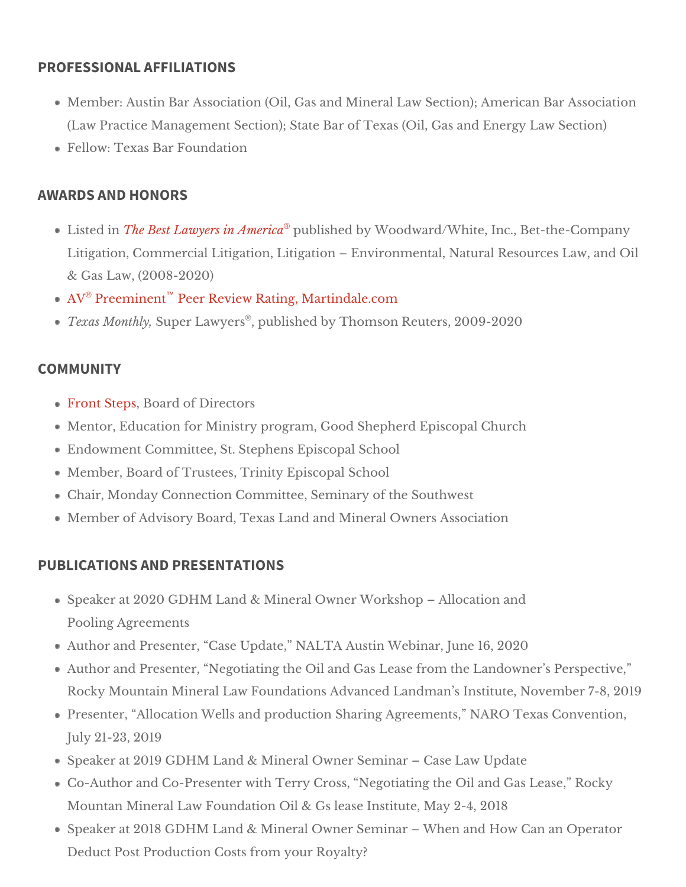## PROFESSIONAL AFFILIATIONS

- Member: Austin Bar Association (Oil, Gas and Mineral Law Section); American Bar Association (Law Practice Management Section); State Bar of Texas (Oil, Gas and Energy Law Section)
- Fellow: Texas Bar Foundation

## AWARDS AND HONORS

- Listed in *The Best Lawyers in America®* published by Woodward/White, Inc., Bet-the-Company Litigation, Commercial Litigation, Litigation – Environmental, Natural Resources Law, and Oil & Gas Law, (2008-2020)
- AV® Preeminent™ Peer Review Rating, Martindale.com
- *Texas Monthly,* Super Lawyers®, published by Thomson Reuters, 2009-2020

## COMMUNITY

- Front Steps, Board of Directors
- Mentor, Education for Ministry program, Good Shepherd Episcopal Church
- Endowment Committee, St. Stephens Episcopal School
- Member, Board of Trustees, Trinity Episcopal School
- Chair, Monday Connection Committee, Seminary of the Southwest
- Member of Advisory Board, Texas Land and Mineral Owners Association

## PUBLICATIONS AND PRESENTATIONS

- Speaker at 2020 GDHM Land & Mineral Owner Workshop – Allocation and Pooling Agreements
- Author and Presenter, "Case Update," NALTA Austin Webinar, June 16, 2020
- Author and Presenter, "Negotiating the Oil and Gas Lease from the Landowner's Perspective," Rocky Mountain Mineral Law Foundations Advanced Landman's Institute, November 7-8, 2019
- Presenter, "Allocation Wells and production Sharing Agreements," NARO Texas Convention, July 21-23, 2019
- Speaker at 2019 GDHM Land & Mineral Owner Seminar – Case Law Update
- Co-Author and Co-Presenter with Terry Cross, "Negotiating the Oil and Gas Lease," Rocky Mountan Mineral Law Foundation Oil & Gs lease Institute, May 2-4, 2018
- Speaker at 2018 GDHM Land & Mineral Owner Seminar – When and How Can an Operator Deduct Post Production Costs from your Royalty?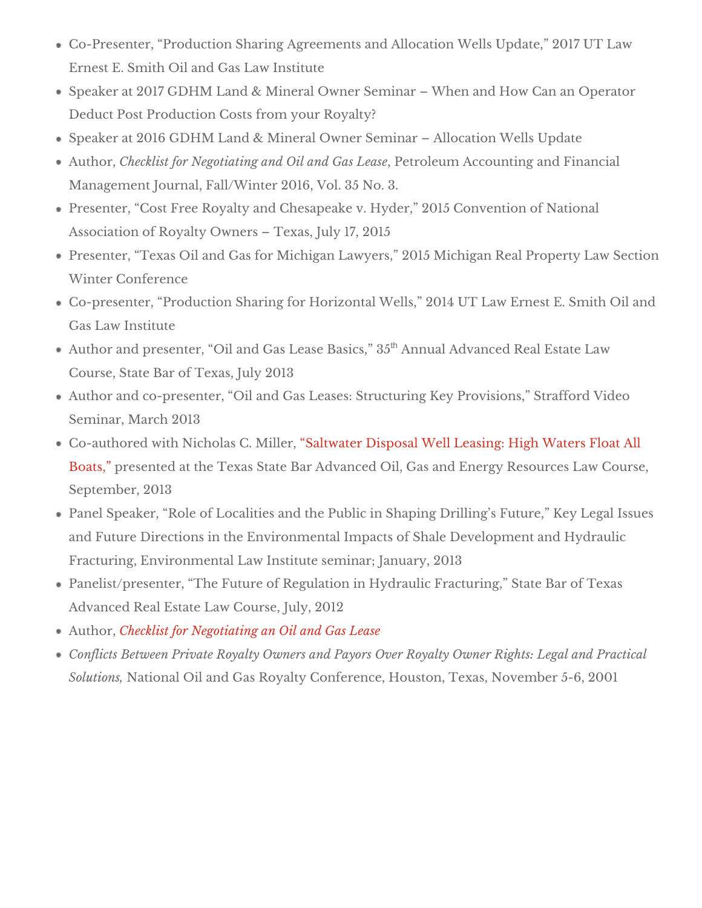- Co-Presenter, "Production Sharing Agreements and Allocation Wells Update," 2017 UT Law Ernest E. Smith Oil and Gas Law Institute
- Speaker at 2017 GDHM Land & Mineral Owner Seminar – When and How Can an Operator Deduct Post Production Costs from your Royalty?
- Speaker at 2016 GDHM Land & Mineral Owner Seminar – Allocation Wells Update
- Author, *Checklist for Negotiating and Oil and Gas Lease*, Petroleum Accounting and Financial Management Journal, Fall/Winter 2016, Vol. 35 No. 3.
- Presenter, "Cost Free Royalty and Chesapeake v. Hyder," 2015 Convention of National Association of Royalty Owners – Texas, July 17, 2015
- Presenter, "Texas Oil and Gas for Michigan Lawyers," 2015 Michigan Real Property Law Section Winter Conference
- Co-presenter, "Production Sharing for Horizontal Wells," 2014 UT Law Ernest E. Smith Oil and Gas Law Institute
- Author and presenter, "Oil and Gas Lease Basics," 35th Annual Advanced Real Estate Law Course, State Bar of Texas, July 2013
- Author and co-presenter, "Oil and Gas Leases: Structuring Key Provisions," Strafford Video Seminar, March 2013
- Co-authored with Nicholas C. Miller, "Saltwater Disposal Well Leasing: High Waters Float All Boats," presented at the Texas State Bar Advanced Oil, Gas and Energy Resources Law Course, September, 2013
- Panel Speaker, "Role of Localities and the Public in Shaping Drilling's Future," Key Legal Issues and Future Directions in the Environmental Impacts of Shale Development and Hydraulic Fracturing, Environmental Law Institute seminar; January, 2013
- Panelist/presenter, "The Future of Regulation in Hydraulic Fracturing," State Bar of Texas Advanced Real Estate Law Course, July, 2012
- Author, *Checklist for Negotiating an Oil and Gas Lease*
- *Conflicts Between Private Royalty Owners and Payors Over Royalty Owner Rights: Legal and Practical Solutions,* National Oil and Gas Royalty Conference, Houston, Texas, November 5-6, 2001